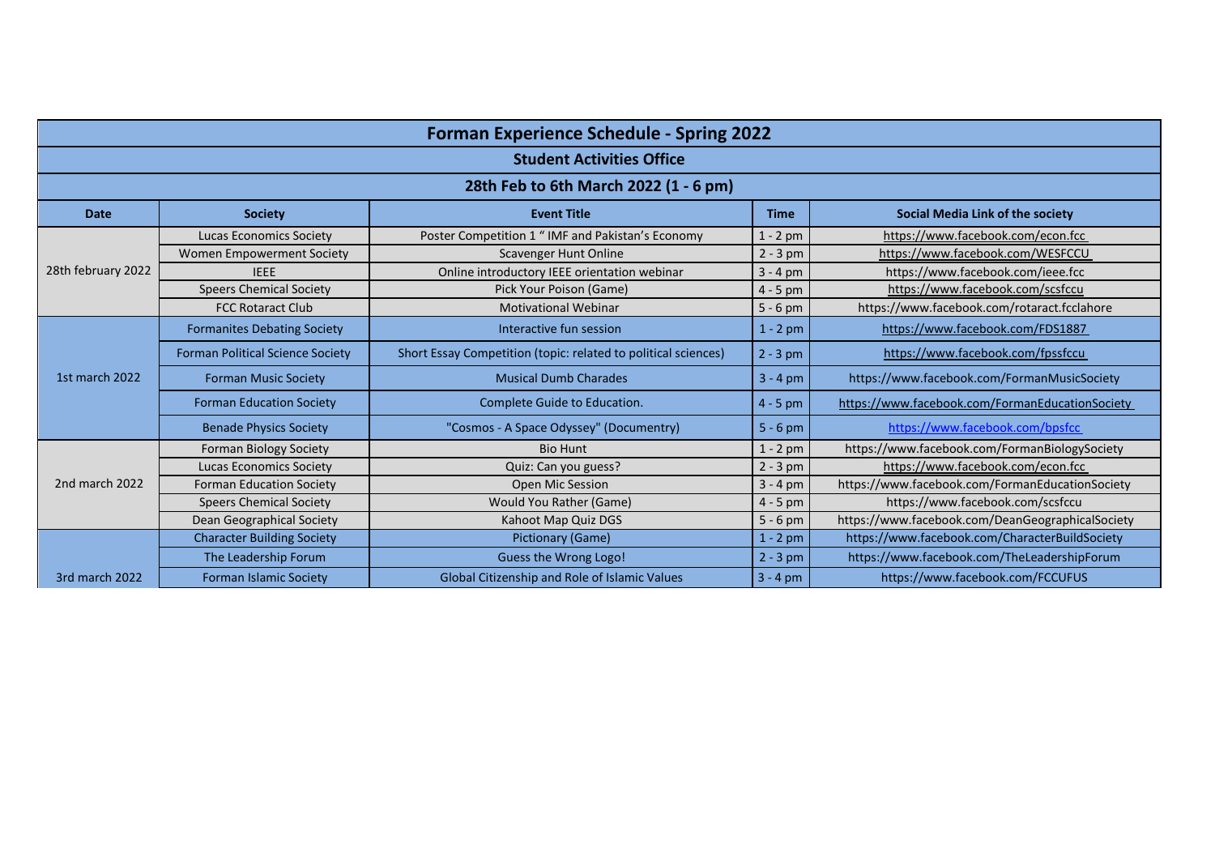# Forman Experience Schedule - Spring 2022

## Student Activities Office

### 28th Feb to 6th March 2022 (1 - 6 pm)

| Date | Society | Event Title | Time | Social Media Link of the society |
|---|---|---|---|---|
| 28th february 2022 | Lucas Economics Society | Poster Competition 1 " IMF and Pakistan's Economy | 1 - 2 pm | https://www.facebook.com/econ.fcc |
| | Women Empowerment Society | Scavenger Hunt Online | 2 - 3 pm | https://www.facebook.com/WESFCCU |
| | IEEE | Online introductory IEEE orientation webinar | 3 - 4 pm | https://www.facebook.com/ieee.fcc |
| | Speers Chemical Society | Pick Your Poison (Game) | 4 - 5 pm | https://www.facebook.com/scsfccu |
| | FCC Rotaract Club | Motivational Webinar | 5 - 6 pm | https://www.facebook.com/rotaract.fcclahore |
| 1st march 2022 | Formanites Debating Society | Interactive fun session | 1 - 2 pm | https://www.facebook.com/FDS1887 |
| | Forman Political Science Society | Short Essay Competition (topic: related to political sciences) | 2 - 3 pm | https://www.facebook.com/fpssfccu |
| | Forman Music Society | Musical Dumb Charades | 3 - 4 pm | https://www.facebook.com/FormanMusicSociety |
| | Forman Education Society | Complete Guide to Education. | 4 - 5 pm | https://www.facebook.com/FormanEducationSociety |
| | Benade Physics Society | "Cosmos - A Space Odyssey" (Documentry) | 5 - 6 pm | https://www.facebook.com/bpsfcc |
| 2nd march 2022 | Forman Biology Society | Bio Hunt | 1 - 2 pm | https://www.facebook.com/FormanBiologySociety |
| | Lucas Economics Society | Quiz: Can you guess? | 2 - 3 pm | https://www.facebook.com/econ.fcc |
| | Forman Education Society | Open Mic Session | 3 - 4 pm | https://www.facebook.com/FormanEducationSociety |
| | Speers Chemical Society | Would You Rather (Game) | 4 - 5 pm | https://www.facebook.com/scsfccu |
| | Dean Geographical Society | Kahoot Map Quiz DGS | 5 - 6 pm | https://www.facebook.com/DeanGeographicalSociety |
| 3rd march 2022 | Character Building Society | Pictionary (Game) | 1 - 2 pm | https://www.facebook.com/CharacterBuildSociety |
| | The Leadership Forum | Guess the Wrong Logo! | 2 - 3 pm | https://www.facebook.com/TheLeadershipForum |
| | Forman Islamic Society | Global Citizenship and Role of Islamic Values | 3 - 4 pm | https://www.facebook.com/FCCUFUS |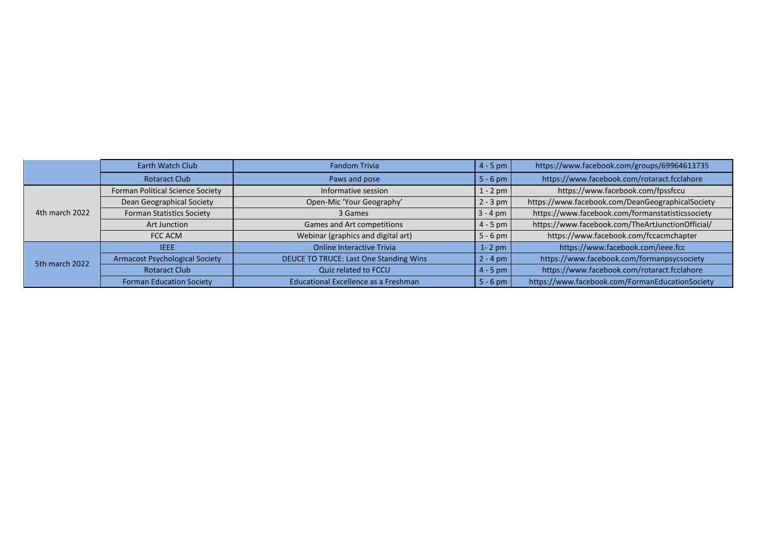| | | | | |
|---|---|---|---|---|
| | Earth Watch Club | Fandom Trivia | 4 - 5 pm | https://www.facebook.com/groups/69964613735 |
| | Rotaract Club | Paws and pose | 5 - 6 pm | https://www.facebook.com/rotaract.fcclahore |
| 4th march 2022 | Forman Political Science Society | Informative session | 1 - 2 pm | https://www.facebook.com/fpssfccu |
| | Dean Geographical Society | Open-Mic 'Your Geography' | 2 - 3 pm | https://www.facebook.com/DeanGeographicalSociety |
| | Forman Statistics Society | 3 Games | 3 - 4 pm | https://www.facebook.com/formanstatisticssociety |
| | Art Junction | Games and Art competitions | 4 - 5 pm | https://www.facebook.com/TheArtJunctionOfficial/ |
| | FCC ACM | Webinar (graphics and digital art) | 5 - 6 pm | https://www.facebook.com/fccacmchapter |
| 5th march 2022 | IEEE | Online Interactive Trivia | 1- 2 pm | https://www.facebook.com/ieee.fcc |
| | Armacost Psychological Society | DEUCE TO TRUCE: Last One Standing Wins | 2 - 4 pm | https://www.facebook.com/formanpsycsociety |
| | Rotaract Club | Quiz related to FCCU | 4 - 5 pm | https://www.facebook.com/rotaract.fcclahore |
| | Forman Education Society | Educational Excellence as a Freshman | 5 - 6 pm | https://www.facebook.com/FormanEducationSociety |